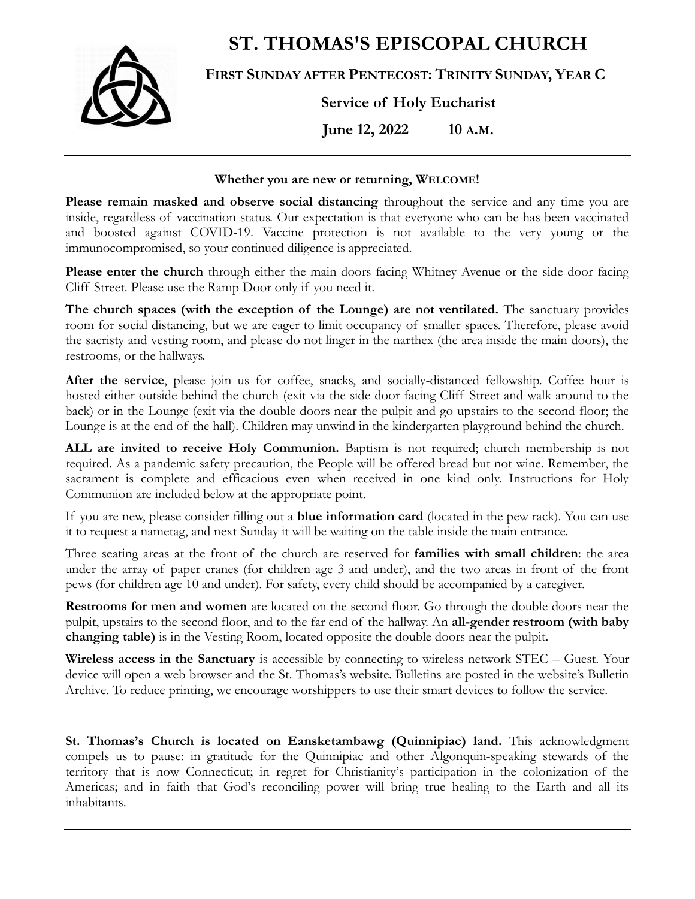# ST. THOMAS'S EPISCOPAL CHURCH

## FIRST SUNDAY AFTER PENTECOST: TRINITY SUNDAY, YEAR C

**Service of Holy Eucharist**

**June 12, 2022 10 A.M.**

---

**Whether you are new or returning, WELCOME!**

**Please remain masked and observe social distancing** throughout the service and any time you are inside, regardless of vaccination status. Our expectation is that everyone who can be has been vaccinated and boosted against COVID-19. Vaccine protection is not available to the very young or the immunocompromised, so your continued diligence is appreciated.

**Please enter the church** through either the main doors facing Whitney Avenue or the side door facing Cliff Street. Please use the Ramp Door only if you need it.

**The church spaces (with the exception of the Lounge) are not ventilated.** The sanctuary provides room for social distancing, but we are eager to limit occupancy of smaller spaces. Therefore, please avoid the sacristy and vesting room, and please do not linger in the narthex (the area inside the main doors), the restrooms, or the hallways.

**After the service**, please join us for coffee, snacks, and socially-distanced fellowship. Coffee hour is hosted either outside behind the church (exit via the side door facing Cliff Street and walk around to the back) or in the Lounge (exit via the double doors near the pulpit and go upstairs to the second floor; the Lounge is at the end of the hall). Children may unwind in the kindergarten playground behind the church.

**ALL are invited to receive Holy Communion.** Baptism is not required; church membership is not required. As a pandemic safety precaution, the People will be offered bread but not wine. Remember, the sacrament is complete and efficacious even when received in one kind only. Instructions for Holy Communion are included below at the appropriate point.

If you are new, please consider filling out a **blue information card** (located in the pew rack). You can use it to request a nametag, and next Sunday it will be waiting on the table inside the main entrance.

Three seating areas at the front of the church are reserved for **families with small children**: the area under the array of paper cranes (for children age 3 and under), and the two areas in front of the front pews (for children age 10 and under). For safety, every child should be accompanied by a caregiver.

**Restrooms for men and women** are located on the second floor. Go through the double doors near the pulpit, upstairs to the second floor, and to the far end of the hallway. An **all-gender restroom (with baby changing table)** is in the Vesting Room, located opposite the double doors near the pulpit.

**Wireless access in the Sanctuary** is accessible by connecting to wireless network STEC – Guest. Your device will open a web browser and the St. Thomas's website. Bulletins are posted in the website's Bulletin Archive. To reduce printing, we encourage worshippers to use their smart devices to follow the service.

---

**St. Thomas's Church is located on Eansketambawg (Quinnipiac) land.** This acknowledgment compels us to pause: in gratitude for the Quinnipiac and other Algonquin-speaking stewards of the territory that is now Connecticut; in regret for Christianity's participation in the colonization of the Americas; and in faith that God's reconciling power will bring true healing to the Earth and all its inhabitants.

---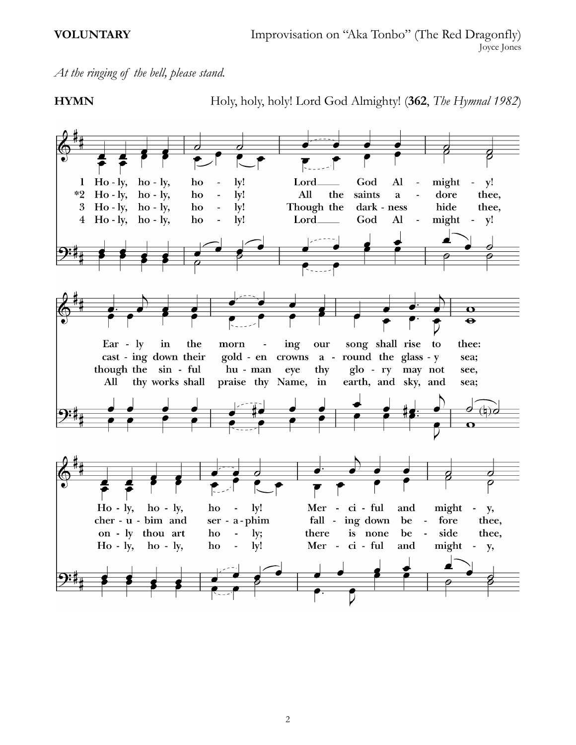**VOLUNTARY** Improvisation on "Aka Tonbo" (The Red Dragonfly)
Joyce Jones

*At the ringing of the bell, please stand.*

**HYMN** Holy, holy, holy! Lord God Almighty! (**362**, *The Hymnal 1982*)

1 Ho - ly, ho - ly, ho - ly! Lord God Al - might - y!
*2 Ho - ly, ho - ly, ho - ly! All the saints a - dore thee,
3 Ho - ly, ho - ly, ho - ly! Though the dark - ness hide thee,
4 Ho - ly, ho - ly, ho - ly! Lord God Al - might - y!

Ear - ly in the morn - ing our song shall rise to thee:
cast - ing down their gold - en crowns a - round the glass - y sea;
though the sin - ful hu - man eye thy glo - ry may not see,
All thy works shall praise thy Name, in earth, and sky, and sea;

Ho - ly, ho - ly, ho - ly! Mer - ci - ful and might - y,
cher - u - bim and ser - a - phim fall - ing down be - fore thee,
on - ly thou art ho - ly; there is none be - side thee,
Ho - ly, ho - ly, ho - ly! Mer - ci - ful and might - y,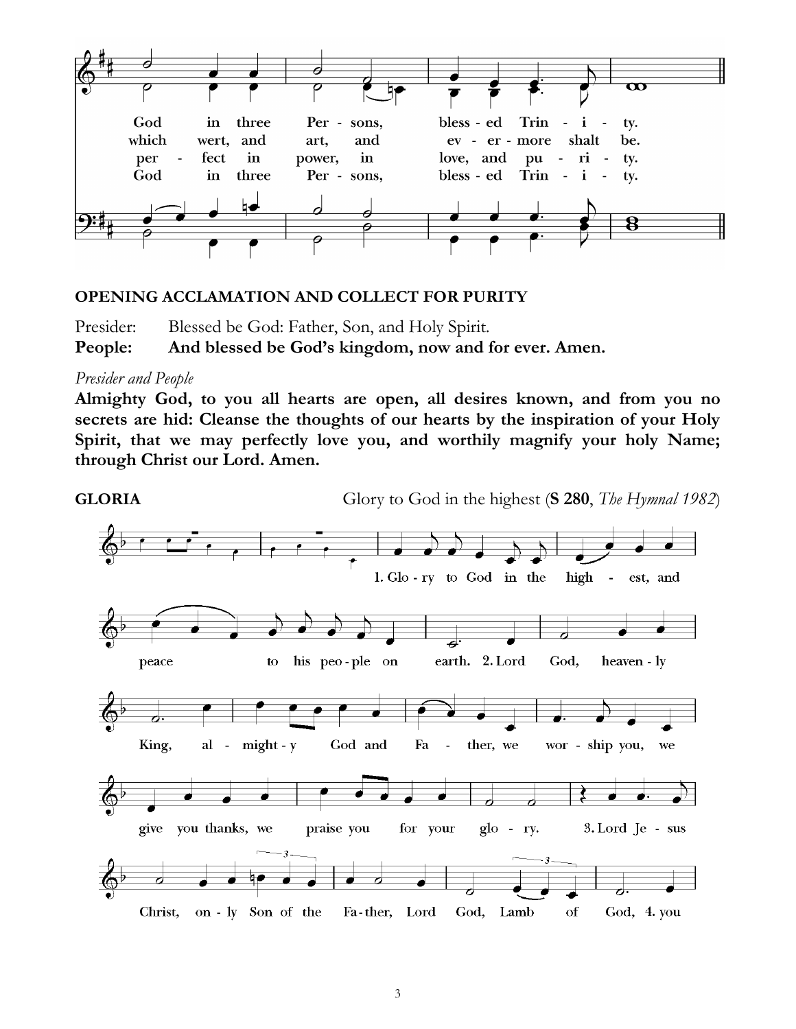God in three Persons, blessed Trinity.
which wert, and art, and evermore shalt be.
perfect in power, in love, and purity.
God in three Persons, blessed Trinity.

**OPENING ACCLAMATION AND COLLECT FOR PURITY**

Presider: Blessed be God: Father, Son, and Holy Spirit.
**People: And blessed be God's kingdom, now and for ever. Amen.**

*Presider and People*

**Almighty God, to you all hearts are open, all desires known, and from you no secrets are hid: Cleanse the thoughts of our hearts by the inspiration of your Holy Spirit, that we may perfectly love you, and worthily magnify your holy Name; through Christ our Lord. Amen.**

**GLORIA** Glory to God in the highest (**S 280**, *The Hymnal 1982*)

1. Glory to God in the highest, and peace to his people on earth. 2. Lord God, heavenly King, almighty God and Father, we worship you, we give you thanks, we praise you for your glory. 3. Lord Jesus Christ, only Son of the Father, Lord God, Lamb of God, 4. you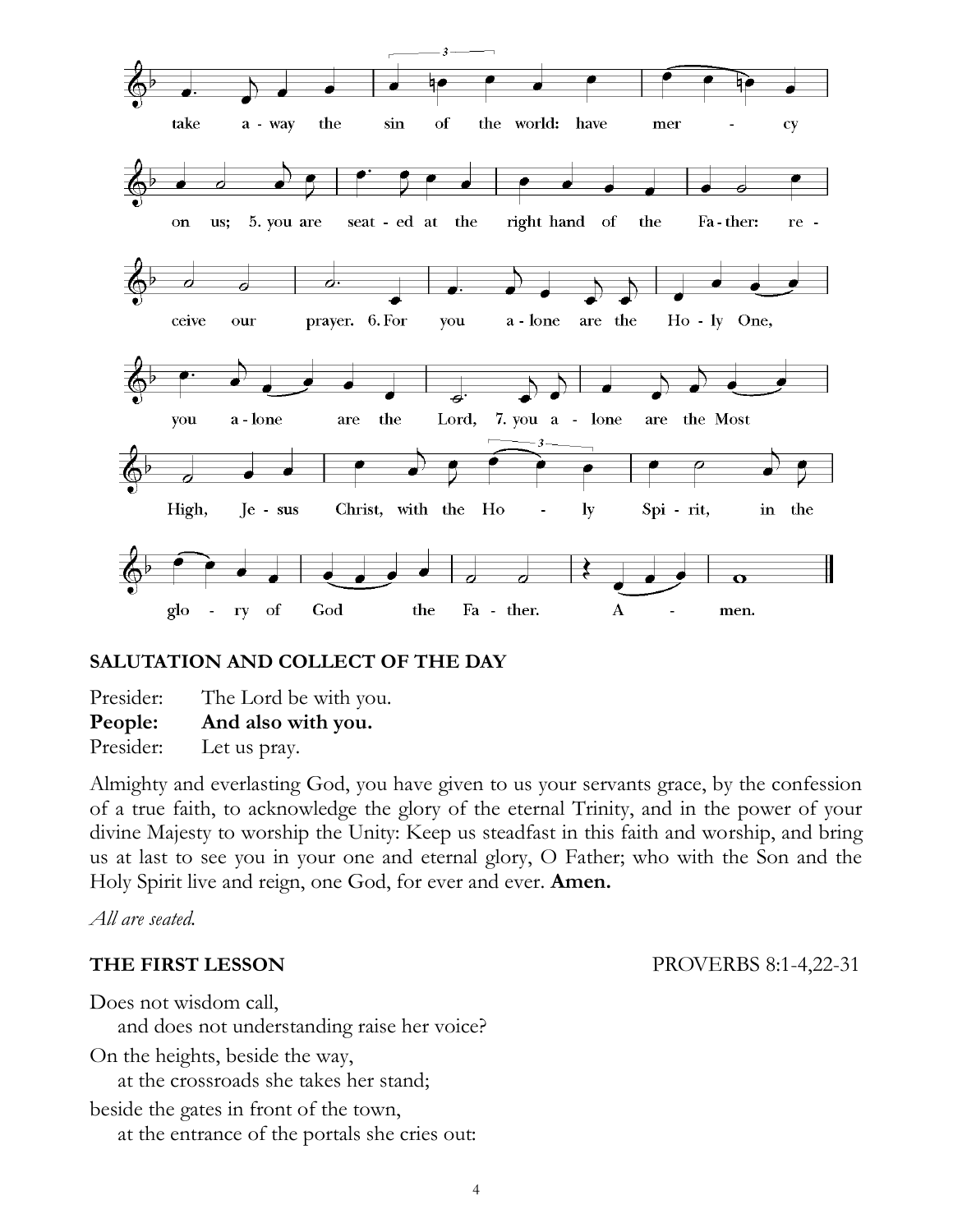take away the sin of the world: have mercy on us; 5. you are seated at the right hand of the Father: receive our prayer. 6. For you alone are the Holy One, you alone are the Lord, 7. you alone are the Most High, Jesus Christ, with the Holy Spirit, in the glory of God the Father. Amen.

### SALUTATION AND COLLECT OF THE DAY

Presider: The Lord be with you.
**People: And also with you.**
Presider: Let us pray.

Almighty and everlasting God, you have given to us your servants grace, by the confession of a true faith, to acknowledge the glory of the eternal Trinity, and in the power of your divine Majesty to worship the Unity: Keep us steadfast in this faith and worship, and bring us at last to see you in your one and eternal glory, O Father; who with the Son and the Holy Spirit live and reign, one God, for ever and ever. **Amen.**

*All are seated.*

### THE FIRST LESSON — PROVERBS 8:1-4,22-31

Does not wisdom call,
  and does not understanding raise her voice?
On the heights, beside the way,
  at the crossroads she takes her stand;
beside the gates in front of the town,
  at the entrance of the portals she cries out: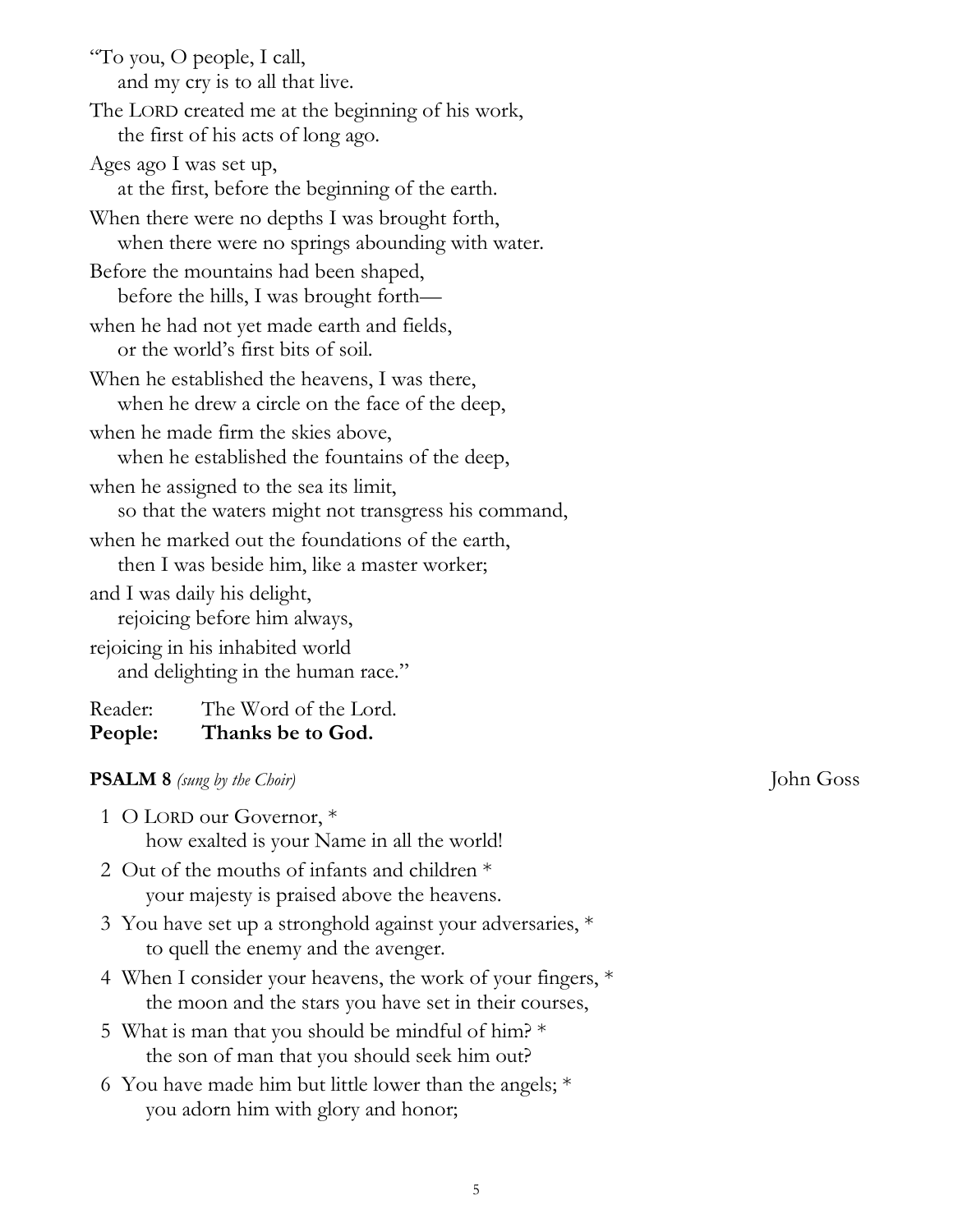"To you, O people, I call,
    and my cry is to all that live.
The LORD created me at the beginning of his work,
    the first of his acts of long ago.
Ages ago I was set up,
    at the first, before the beginning of the earth.
When there were no depths I was brought forth,
    when there were no springs abounding with water.
Before the mountains had been shaped,
    before the hills, I was brought forth—
when he had not yet made earth and fields,
    or the world's first bits of soil.
When he established the heavens, I was there,
    when he drew a circle on the face of the deep,
when he made firm the skies above,
    when he established the fountains of the deep,
when he assigned to the sea its limit,
    so that the waters might not transgress his command,
when he marked out the foundations of the earth,
    then I was beside him, like a master worker;
and I was daily his delight,
    rejoicing before him always,
rejoicing in his inhabited world
    and delighting in the human race."

Reader: The Word of the Lord.
**People: Thanks be to God.**

**PSALM 8** *(sung by the Choir)* John Goss

1 O LORD our Governor, *
    how exalted is your Name in all the world!
2 Out of the mouths of infants and children *
    your majesty is praised above the heavens.
3 You have set up a stronghold against your adversaries, *
    to quell the enemy and the avenger.
4 When I consider your heavens, the work of your fingers, *
    the moon and the stars you have set in their courses,
5 What is man that you should be mindful of him? *
    the son of man that you should seek him out?
6 You have made him but little lower than the angels; *
    you adorn him with glory and honor;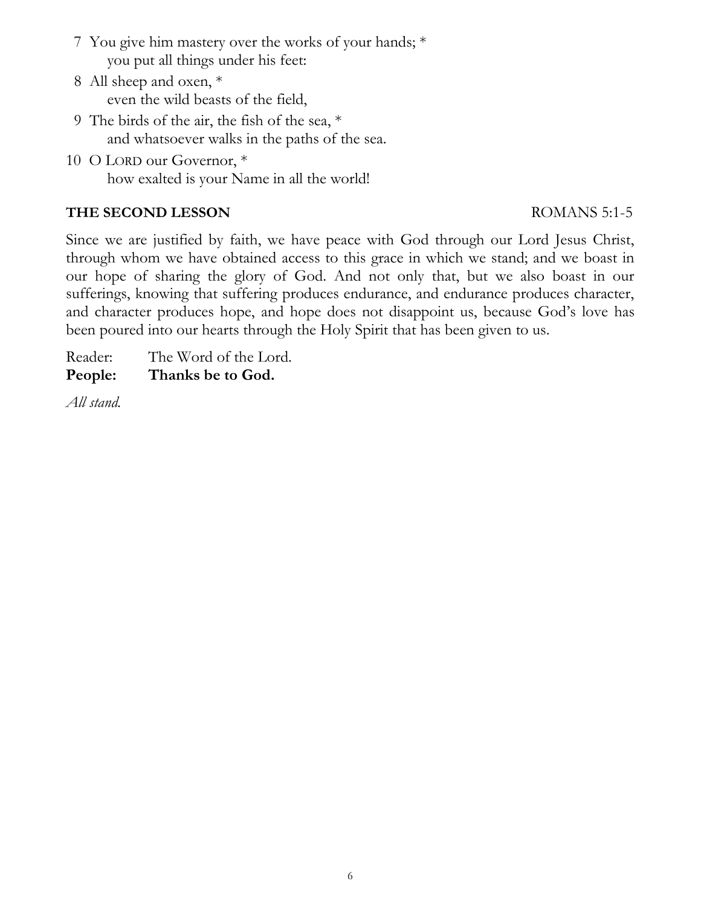7 You give him mastery over the works of your hands; *
 you put all things under his feet:

8 All sheep and oxen, *
 even the wild beasts of the field,

9 The birds of the air, the fish of the sea, *
 and whatsoever walks in the paths of the sea.

10 O LORD our Governor, *
 how exalted is your Name in all the world!

**THE SECOND LESSON** ROMANS 5:1-5

Since we are justified by faith, we have peace with God through our Lord Jesus Christ, through whom we have obtained access to this grace in which we stand; and we boast in our hope of sharing the glory of God. And not only that, but we also boast in our sufferings, knowing that suffering produces endurance, and endurance produces character, and character produces hope, and hope does not disappoint us, because God's love has been poured into our hearts through the Holy Spirit that has been given to us.

Reader: The Word of the Lord.
**People: Thanks be to God.**

*All stand.*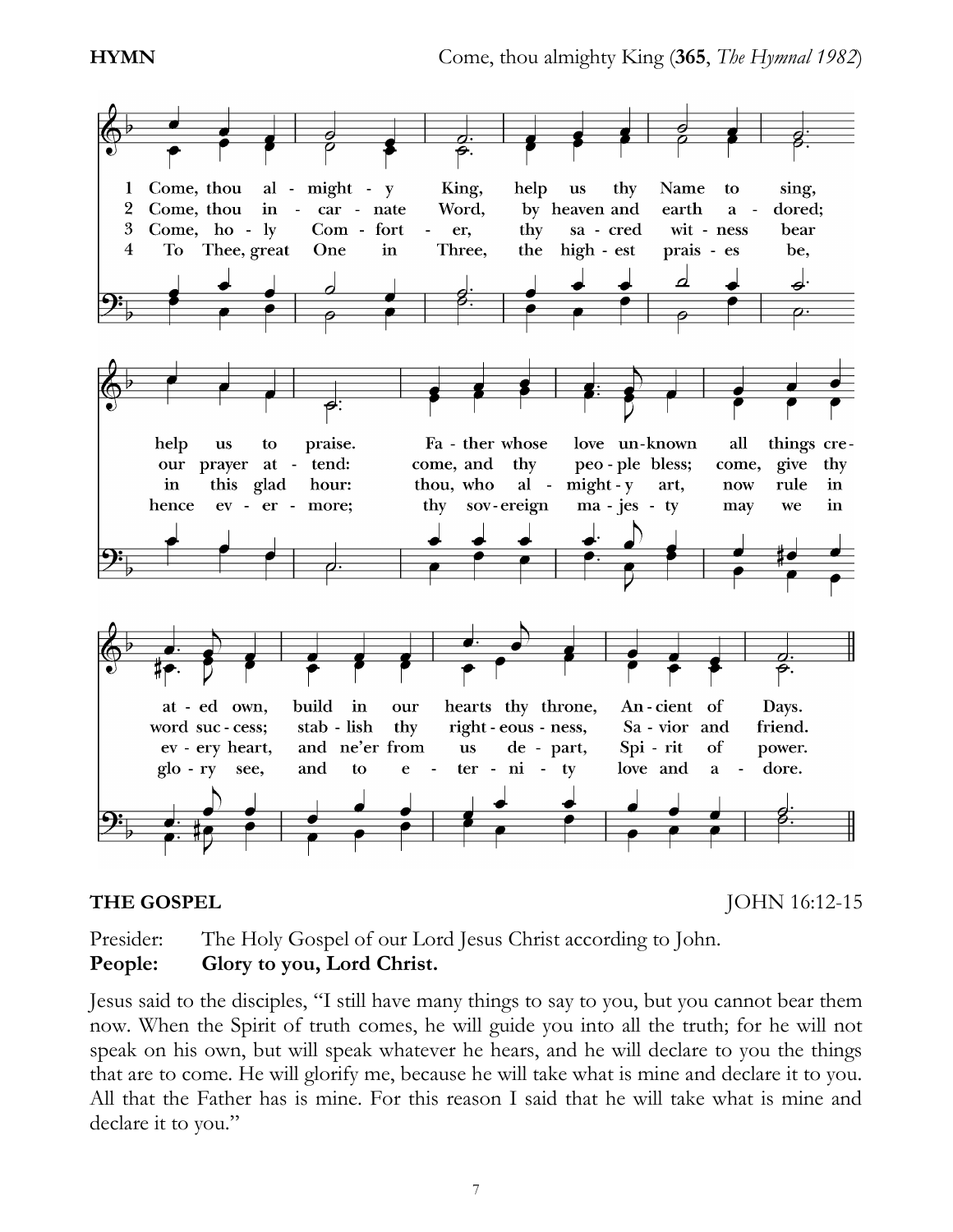**HYMN** Come, thou almighty King (**365**, *The Hymnal 1982*)

1 Come, thou almighty King, help us thy Name to sing, help us to praise. Father whose love unknown all things created own, build in our hearts thy throne, Ancient of Days.

2 Come, thou incarnate Word, by heaven and earth adored; our prayer attend: come, and thy people bless; come, give thy word success; stablish thy righteousness, Savior and friend.

3 Come, holy Comforter, thy sacred witness bear in this glad hour: thou, who almighty art, now rule in every heart, and ne'er from us depart, Spirit of power.

4 To Thee, great One in Three, the highest praises be, hence evermore; thy sovereign majesty may we in glory see, and to eternity love and adore.

**THE GOSPEL** JOHN 16:12-15

Presider: The Holy Gospel of our Lord Jesus Christ according to John.
**People: Glory to you, Lord Christ.**

Jesus said to the disciples, "I still have many things to say to you, but you cannot bear them now. When the Spirit of truth comes, he will guide you into all the truth; for he will not speak on his own, but will speak whatever he hears, and he will declare to you the things that are to come. He will glorify me, because he will take what is mine and declare it to you. All that the Father has is mine. For this reason I said that he will take what is mine and declare it to you."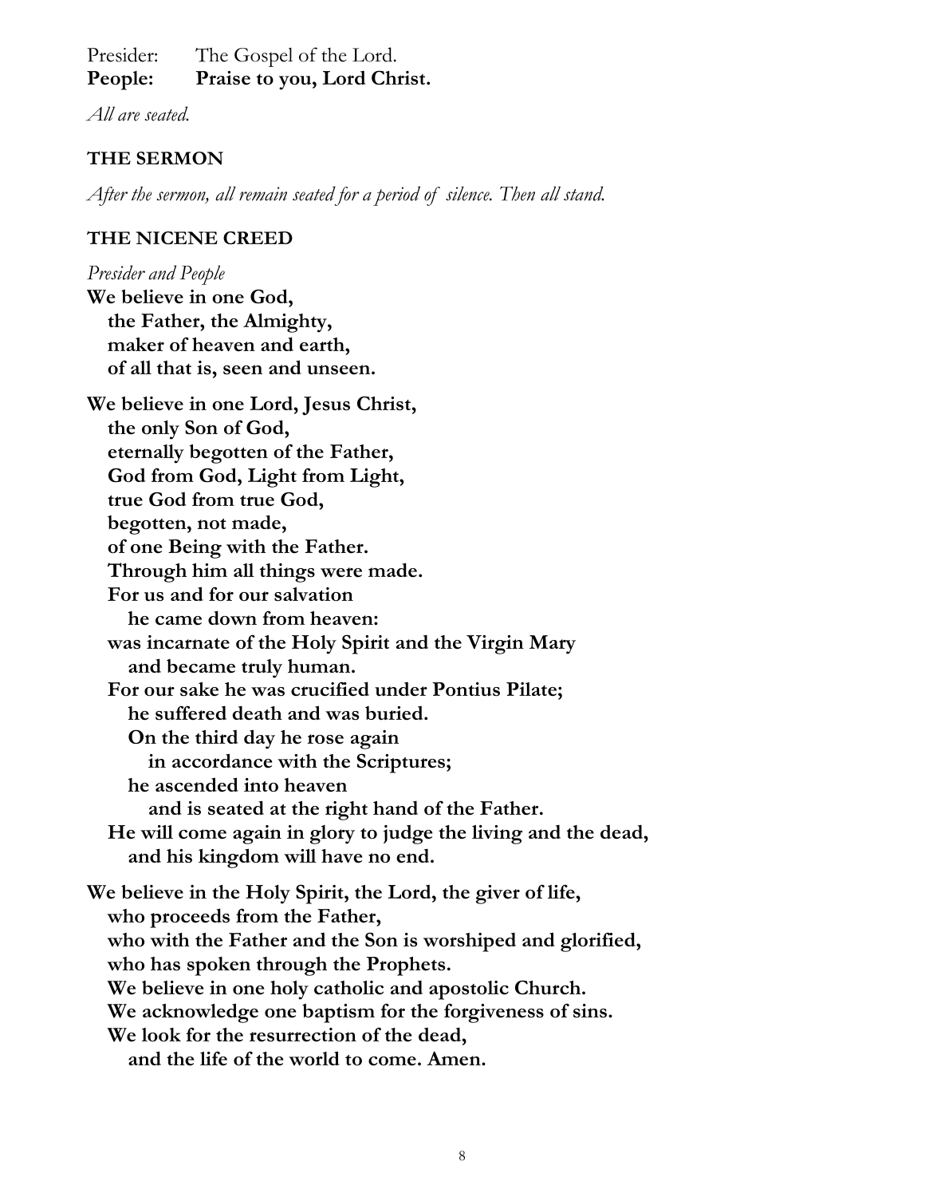Presider: The Gospel of the Lord.
**People: Praise to you, Lord Christ.**

*All are seated.*

**THE SERMON**

*After the sermon, all remain seated for a period of silence. Then all stand.*

**THE NICENE CREED**

*Presider and People*

**We believe in one God,**
**the Father, the Almighty,**
**maker of heaven and earth,**
**of all that is, seen and unseen.**

**We believe in one Lord, Jesus Christ,**
**the only Son of God,**
**eternally begotten of the Father,**
**God from God, Light from Light,**
**true God from true God,**
**begotten, not made,**
**of one Being with the Father.**
**Through him all things were made.**
**For us and for our salvation**
**he came down from heaven:**
**was incarnate of the Holy Spirit and the Virgin Mary**
**and became truly human.**
**For our sake he was crucified under Pontius Pilate;**
**he suffered death and was buried.**
**On the third day he rose again**
**in accordance with the Scriptures;**
**he ascended into heaven**
**and is seated at the right hand of the Father.**
**He will come again in glory to judge the living and the dead,**
**and his kingdom will have no end.**

**We believe in the Holy Spirit, the Lord, the giver of life,**
**who proceeds from the Father,**
**who with the Father and the Son is worshiped and glorified,**
**who has spoken through the Prophets.**
**We believe in one holy catholic and apostolic Church.**
**We acknowledge one baptism for the forgiveness of sins.**
**We look for the resurrection of the dead,**
**and the life of the world to come. Amen.**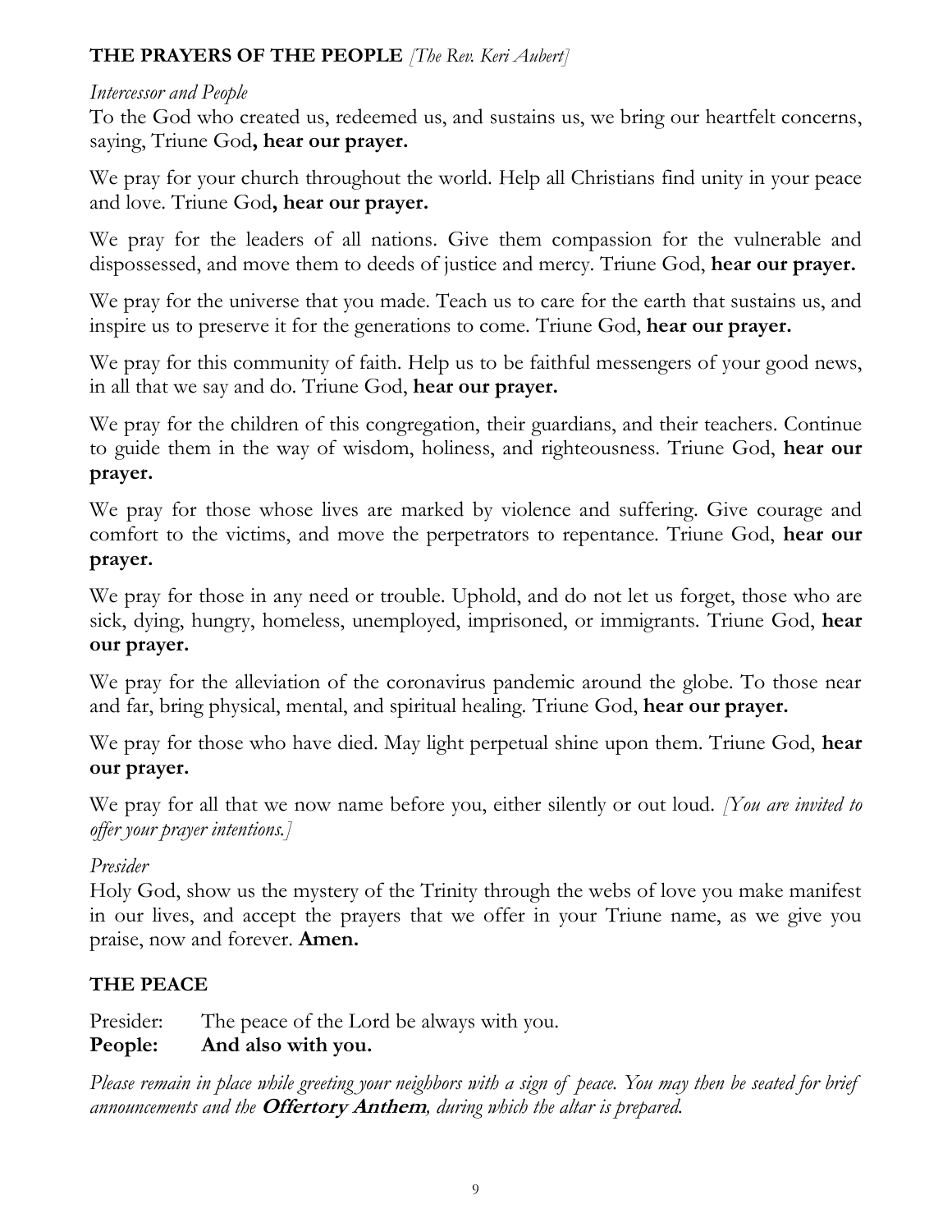## **THE PRAYERS OF THE PEOPLE** *[The Rev. Keri Aubert]*

*Intercessor and People*

To the God who created us, redeemed us, and sustains us, we bring our heartfelt concerns, saying, Triune God**, hear our prayer.**

We pray for your church throughout the world. Help all Christians find unity in your peace and love. Triune God**, hear our prayer.**

We pray for the leaders of all nations. Give them compassion for the vulnerable and dispossessed, and move them to deeds of justice and mercy. Triune God, **hear our prayer.**

We pray for the universe that you made. Teach us to care for the earth that sustains us, and inspire us to preserve it for the generations to come. Triune God, **hear our prayer.**

We pray for this community of faith. Help us to be faithful messengers of your good news, in all that we say and do. Triune God, **hear our prayer.**

We pray for the children of this congregation, their guardians, and their teachers. Continue to guide them in the way of wisdom, holiness, and righteousness. Triune God, **hear our prayer.**

We pray for those whose lives are marked by violence and suffering. Give courage and comfort to the victims, and move the perpetrators to repentance. Triune God, **hear our prayer.**

We pray for those in any need or trouble. Uphold, and do not let us forget, those who are sick, dying, hungry, homeless, unemployed, imprisoned, or immigrants. Triune God, **hear our prayer.**

We pray for the alleviation of the coronavirus pandemic around the globe. To those near and far, bring physical, mental, and spiritual healing. Triune God, **hear our prayer.**

We pray for those who have died. May light perpetual shine upon them. Triune God, **hear our prayer.**

We pray for all that we now name before you, either silently or out loud. *[You are invited to offer your prayer intentions.]*

*Presider*

Holy God, show us the mystery of the Trinity through the webs of love you make manifest in our lives, and accept the prayers that we offer in your Triune name, as we give you praise, now and forever. **Amen.**

## **THE PEACE**

Presider: The peace of the Lord be always with you.
**People: And also with you.**

*Please remain in place while greeting your neighbors with a sign of peace. You may then be seated for brief announcements and the* ***Offertory Anthem****, during which the altar is prepared.*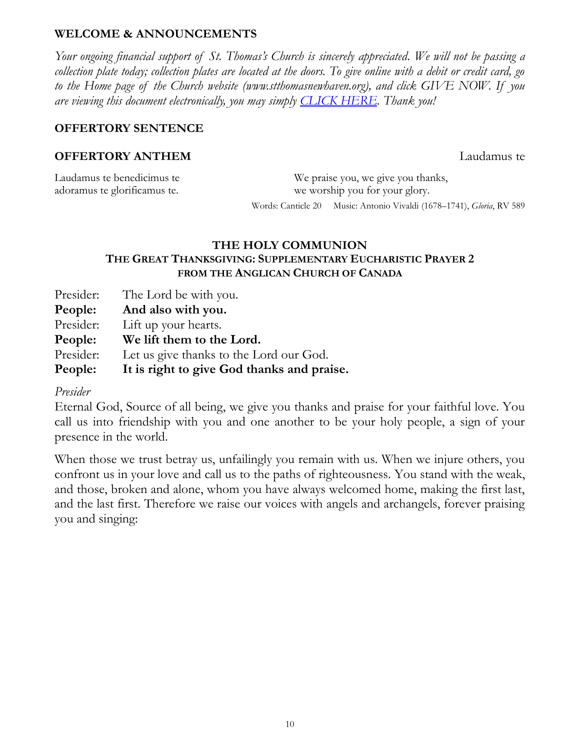**WELCOME & ANNOUNCEMENTS**

*Your ongoing financial support of St. Thomas's Church is sincerely appreciated. We will not be passing a collection plate today; collection plates are located at the doors. To give online with a debit or credit card, go to the Home page of the Church website (www.stthomasnewhaven.org), and click GIVE NOW. If you are viewing this document electronically, you may simply [CLICK HERE]. Thank you!*

**OFFERTORY SENTENCE**

**OFFERTORY ANTHEM** Laudamus te

| | |
|---|---|
| Laudamus te benedicimus te<br>adoramus te glorificamus te. | We praise you, we give you thanks,<br>we worship you for your glory. |

Words: Canticle 20 Music: Antonio Vivaldi (1678–1741), *Gloria*, RV 589

## THE HOLY COMMUNION

### THE GREAT THANKSGIVING: SUPPLEMENTARY EUCHARISTIC PRAYER 2 FROM THE ANGLICAN CHURCH OF CANADA

Presider: The Lord be with you.
**People: And also with you.**
Presider: Lift up your hearts.
**People: We lift them to the Lord.**
Presider: Let us give thanks to the Lord our God.
**People: It is right to give God thanks and praise.**

*Presider*
Eternal God, Source of all being, we give you thanks and praise for your faithful love. You call us into friendship with you and one another to be your holy people, a sign of your presence in the world.

When those we trust betray us, unfailingly you remain with us. When we injure others, you confront us in your love and call us to the paths of righteousness. You stand with the weak, and those, broken and alone, whom you have always welcomed home, making the first last, and the last first. Therefore we raise our voices with angels and archangels, forever praising you and singing: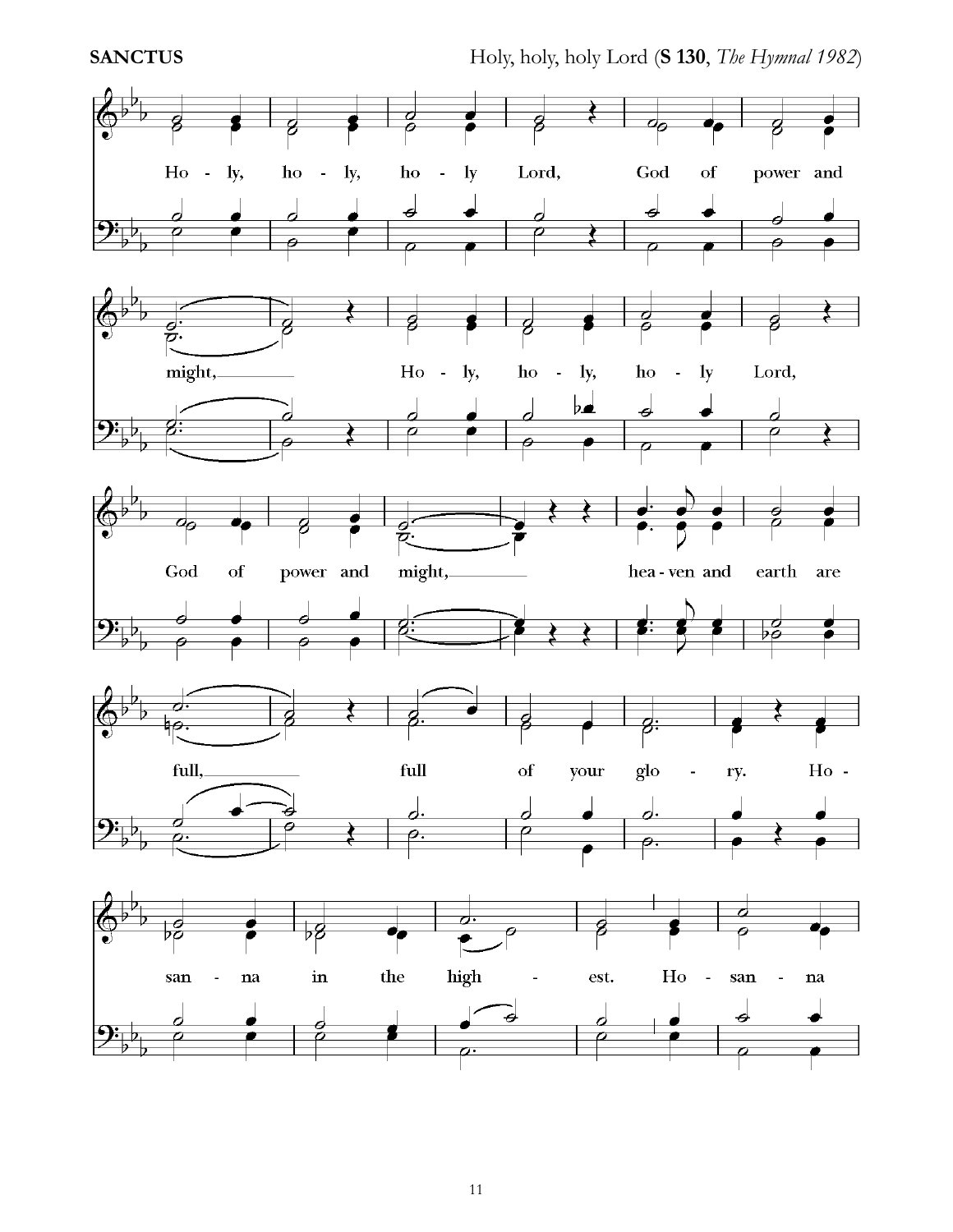**SANCTUS** Holy, holy, holy Lord (**S 130**, *The Hymnal 1982*)

Ho - ly, ho - ly, ho - ly Lord, God of power and might, Ho - ly, ho - ly, ho - ly Lord, God of power and might, hea - ven and earth are full, full of your glo - ry. Ho - san - na in the high - est. Ho - san - na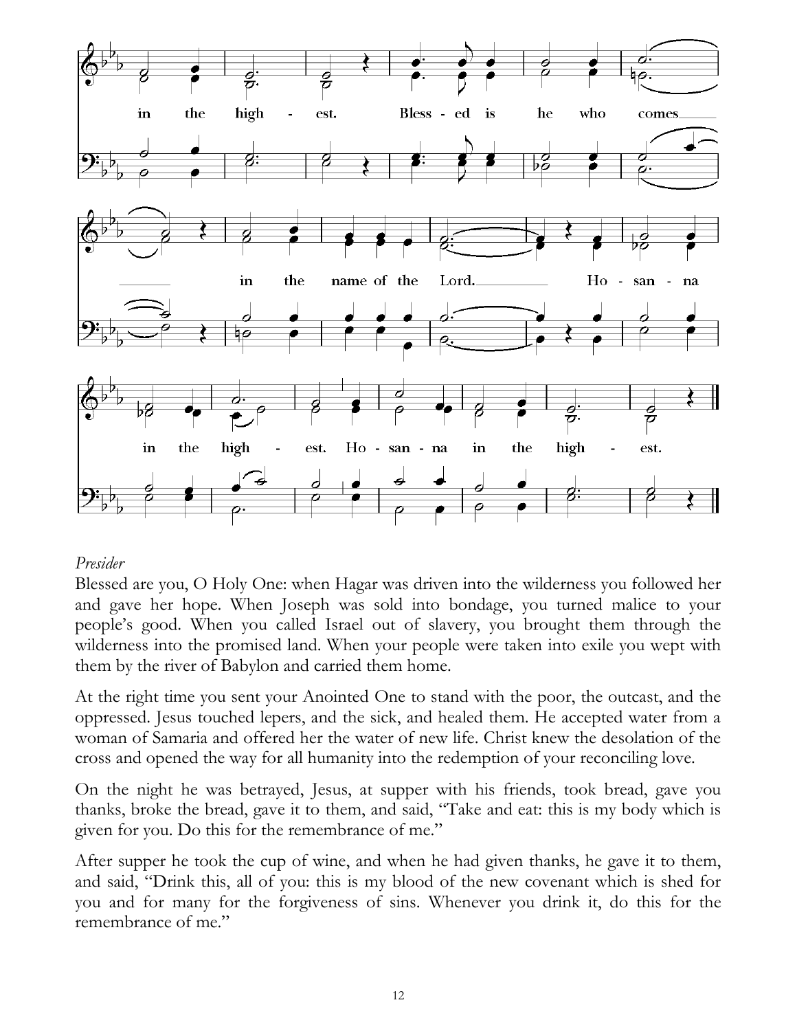in the high - est. Bless - ed is he who comes

in the name of the Lord. Ho - san - na

in the high - est. Ho - san - na in the high - est.

*Presider*

Blessed are you, O Holy One: when Hagar was driven into the wilderness you followed her and gave her hope. When Joseph was sold into bondage, you turned malice to your people's good. When you called Israel out of slavery, you brought them through the wilderness into the promised land. When your people were taken into exile you wept with them by the river of Babylon and carried them home.

At the right time you sent your Anointed One to stand with the poor, the outcast, and the oppressed. Jesus touched lepers, and the sick, and healed them. He accepted water from a woman of Samaria and offered her the water of new life. Christ knew the desolation of the cross and opened the way for all humanity into the redemption of your reconciling love.

On the night he was betrayed, Jesus, at supper with his friends, took bread, gave you thanks, broke the bread, gave it to them, and said, "Take and eat: this is my body which is given for you. Do this for the remembrance of me."

After supper he took the cup of wine, and when he had given thanks, he gave it to them, and said, "Drink this, all of you: this is my blood of the new covenant which is shed for you and for many for the forgiveness of sins. Whenever you drink it, do this for the remembrance of me."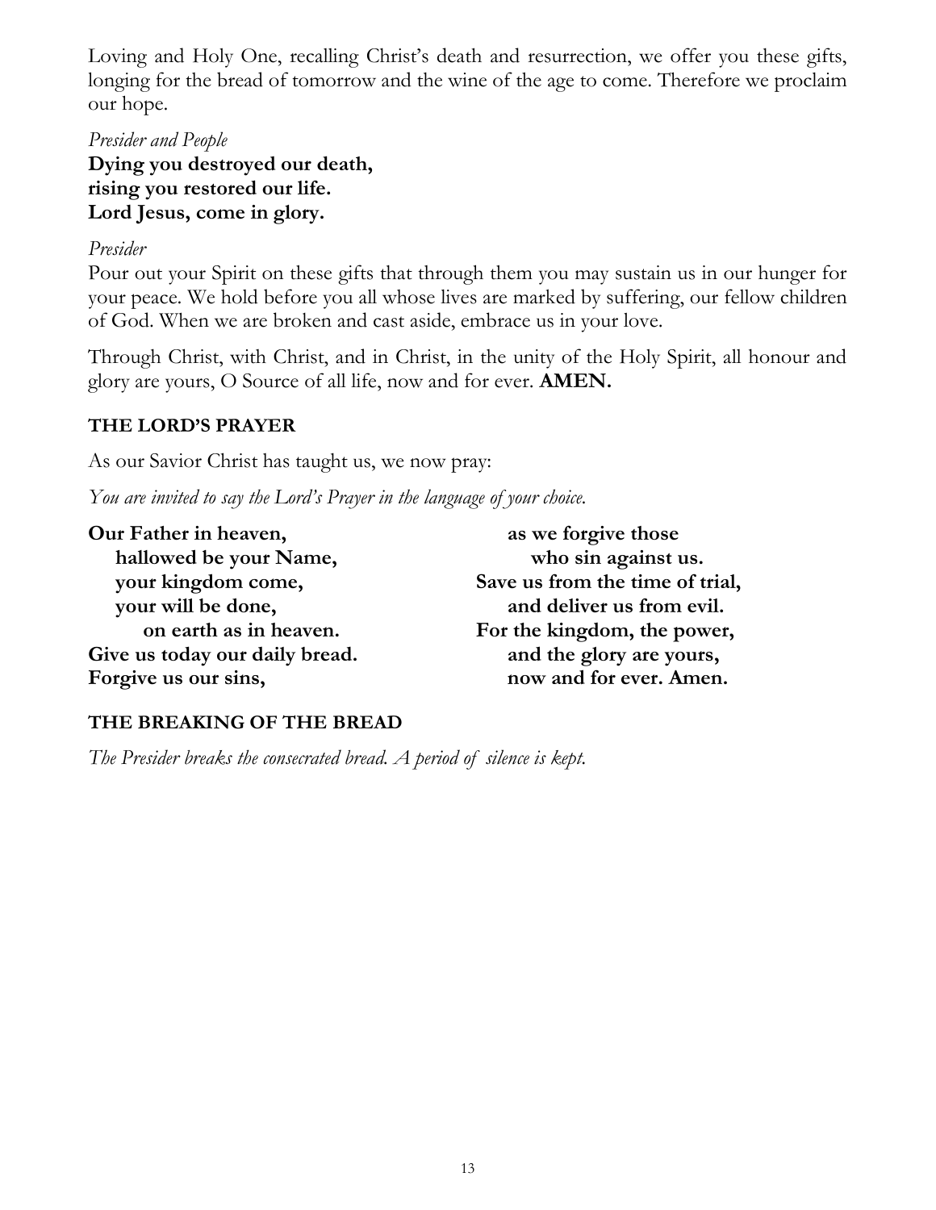Loving and Holy One, recalling Christ's death and resurrection, we offer you these gifts, longing for the bread of tomorrow and the wine of the age to come. Therefore we proclaim our hope.

*Presider and People*

**Dying you destroyed our death,**
**rising you restored our life.**
**Lord Jesus, come in glory.**

*Presider*

Pour out your Spirit on these gifts that through them you may sustain us in our hunger for your peace. We hold before you all whose lives are marked by suffering, our fellow children of God. When we are broken and cast aside, embrace us in your love.

Through Christ, with Christ, and in Christ, in the unity of the Holy Spirit, all honour and glory are yours, O Source of all life, now and for ever. **AMEN.**

**THE LORD'S PRAYER**

As our Savior Christ has taught us, we now pray:

*You are invited to say the Lord's Prayer in the language of your choice.*

**Our Father in heaven,**
**hallowed be your Name,**
**your kingdom come,**
**your will be done,**
**on earth as in heaven.**
**Give us today our daily bread.**
**Forgive us our sins,**
**as we forgive those**
**who sin against us.**
**Save us from the time of trial,**
**and deliver us from evil.**
**For the kingdom, the power,**
**and the glory are yours,**
**now and for ever. Amen.**

**THE BREAKING OF THE BREAD**

*The Presider breaks the consecrated bread. A period of silence is kept.*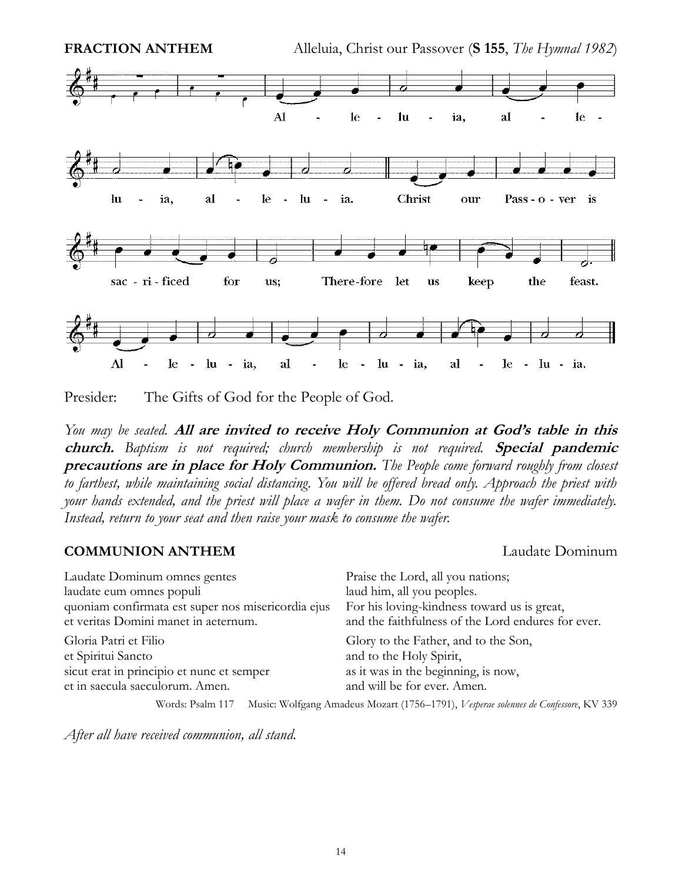**FRACTION ANTHEM** Alleluia, Christ our Passover (**S 155**, *The Hymnal 1982*)

Alleluia, alleluia, alleluia.
Christ our Passover is sacrificed for us; Therefore let us keep the feast.
Alleluia, alleluia, alleluia.

Presider: The Gifts of God for the People of God.

*You may be seated.* ***All are invited to receive Holy Communion at God's table in this church.*** *Baptism is not required; church membership is not required.* ***Special pandemic precautions are in place for Holy Communion.*** *The People come forward roughly from closest to farthest, while maintaining social distancing. You will be offered bread only. Approach the priest with your hands extended, and the priest will place a wafer in them. Do not consume the wafer immediately. Instead, return to your seat and then raise your mask to consume the wafer.*

**COMMUNION ANTHEM** Laudate Dominum

| | |
|---|---|
| Laudate Dominum omnes gentes | Praise the Lord, all you nations; |
| laudate eum omnes populi | laud him, all you peoples. |
| quoniam confirmata est super nos misericordia ejus | For his loving-kindness toward us is great, |
| et veritas Domini manet in aeternum. | and the faithfulness of the Lord endures for ever. |
| Gloria Patri et Filio | Glory to the Father, and to the Son, |
| et Spiritui Sancto | and to the Holy Spirit, |
| sicut erat in principio et nunc et semper | as it was in the beginning, is now, |
| et in saecula saeculorum. Amen. | and will be for ever. Amen. |

Words: Psalm 117 Music: Wolfgang Amadeus Mozart (1756–1791), *Vesperae solennes de Confessore*, KV 339

*After all have received communion, all stand.*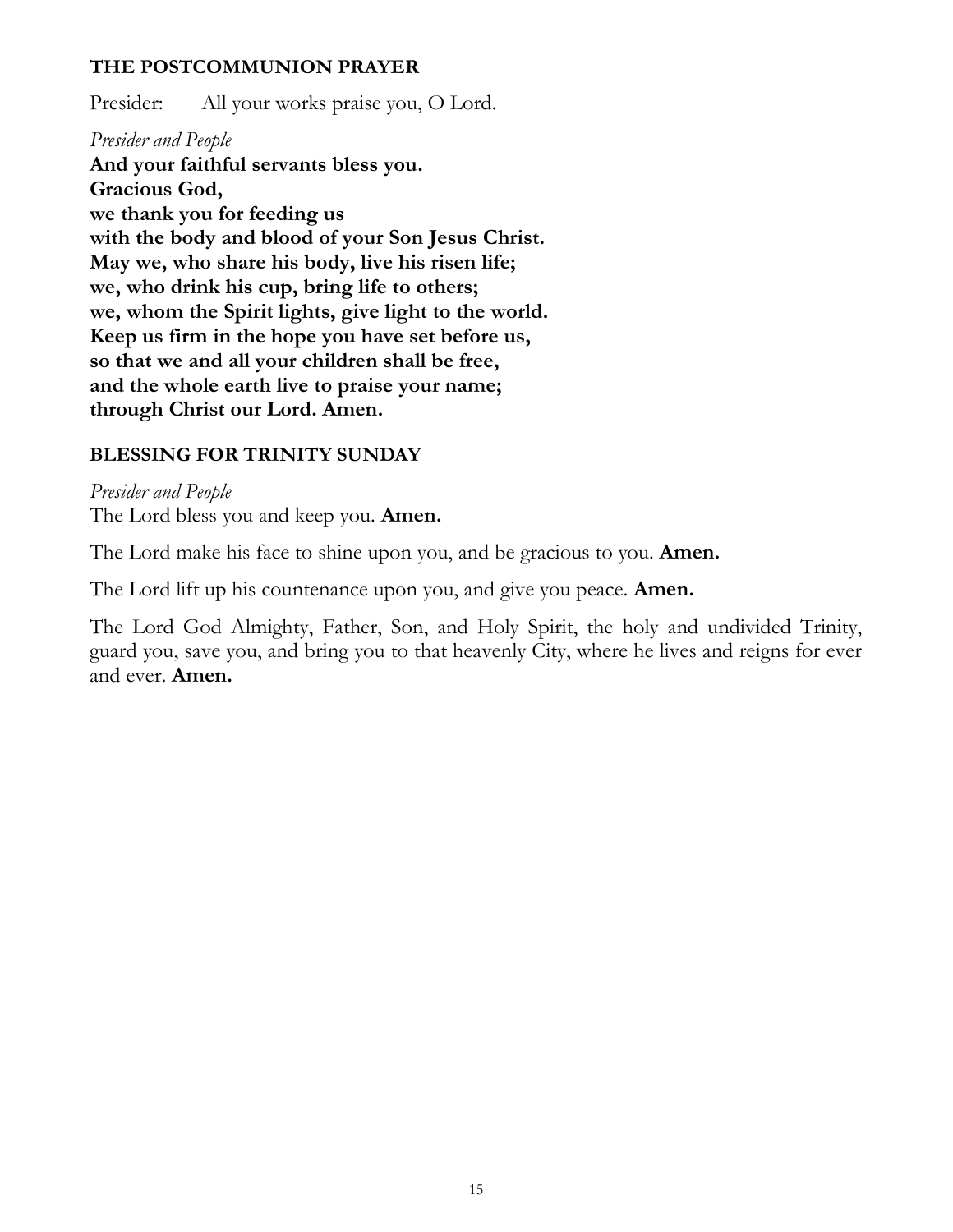## THE POSTCOMMUNION PRAYER

Presider: All your works praise you, O Lord.

*Presider and People*

**And your faithful servants bless you.**
**Gracious God,**
**we thank you for feeding us**
**with the body and blood of your Son Jesus Christ.**
**May we, who share his body, live his risen life;**
**we, who drink his cup, bring life to others;**
**we, whom the Spirit lights, give light to the world.**
**Keep us firm in the hope you have set before us,**
**so that we and all your children shall be free,**
**and the whole earth live to praise your name;**
**through Christ our Lord. Amen.**

## BLESSING FOR TRINITY SUNDAY

*Presider and People*

The Lord bless you and keep you. **Amen.**

The Lord make his face to shine upon you, and be gracious to you. **Amen.**

The Lord lift up his countenance upon you, and give you peace. **Amen.**

The Lord God Almighty, Father, Son, and Holy Spirit, the holy and undivided Trinity, guard you, save you, and bring you to that heavenly City, where he lives and reigns for ever and ever. **Amen.**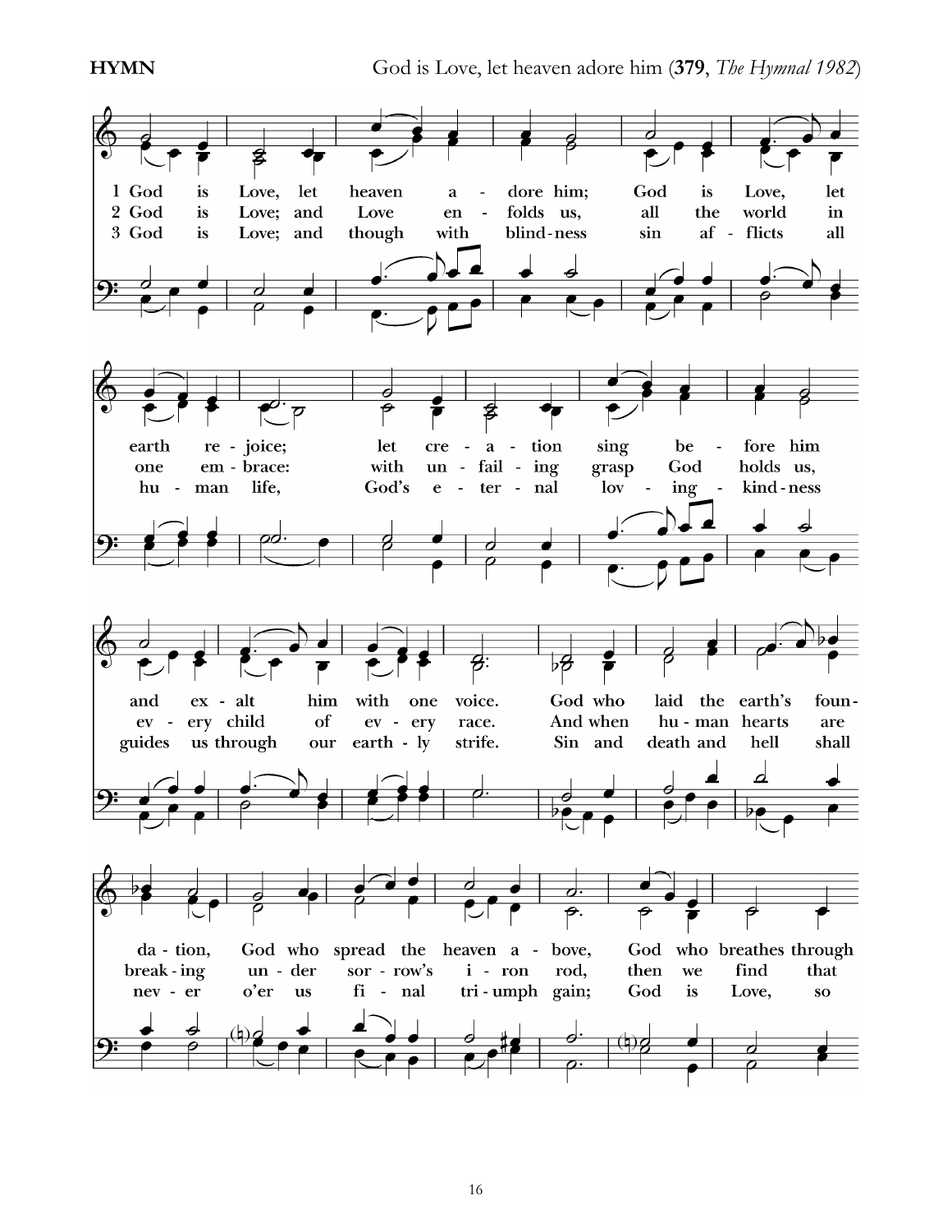**HYMN** God is Love, let heaven adore him (**379**, *The Hymnal 1982*)

1 God is Love, let heaven adore him; God is Love, let earth rejoice; let creation sing before him and exalt him with one voice. God who laid the earth's foundation, God who spread the heaven above, God who breathes through

2 God is Love; and Love enfolds us, all the world in one embrace: with unfailing grasp God holds us, every child of every race. And when human hearts are breaking under sorrow's iron rod, then we find that

3 God is Love; and though with blindness sin afflicts all human life, God's eternal loving-kindness guides us through our earthly strife. Sin and death and hell shall never o'er us final triumph gain; God is Love, so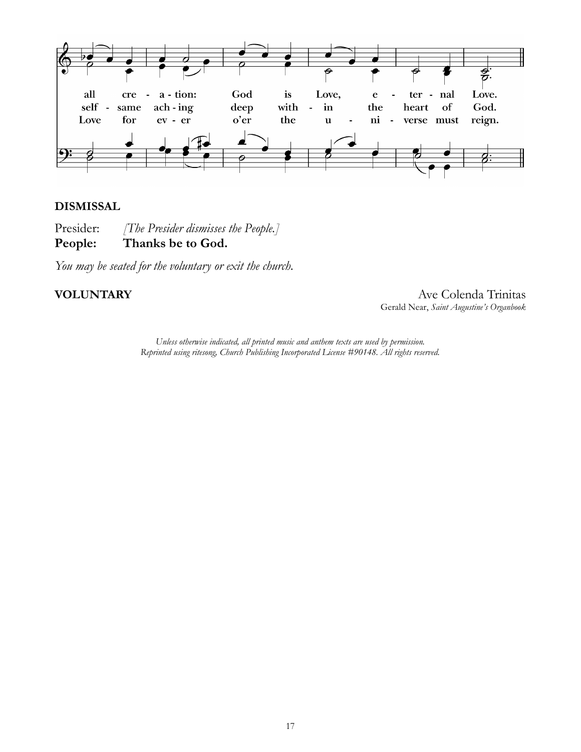all cre - a - tion: God is Love, e - ter - nal Love.
self - same ach - ing deep with - in the heart of God.
Love for ev - er o'er the u - ni - verse must reign.

**DISMISSAL**

Presider: *[The Presider dismisses the People.]*
**People: Thanks be to God.**

*You may be seated for the voluntary or exit the church.*

**VOLUNTARY** Ave Colenda Trinitas
Gerald Near, *Saint Augustine's Organbook*

*Unless otherwise indicated, all printed music and anthem texts are used by permission.*
*Reprinted using ritesong, Church Publishing Incorporated License #90148. All rights reserved.*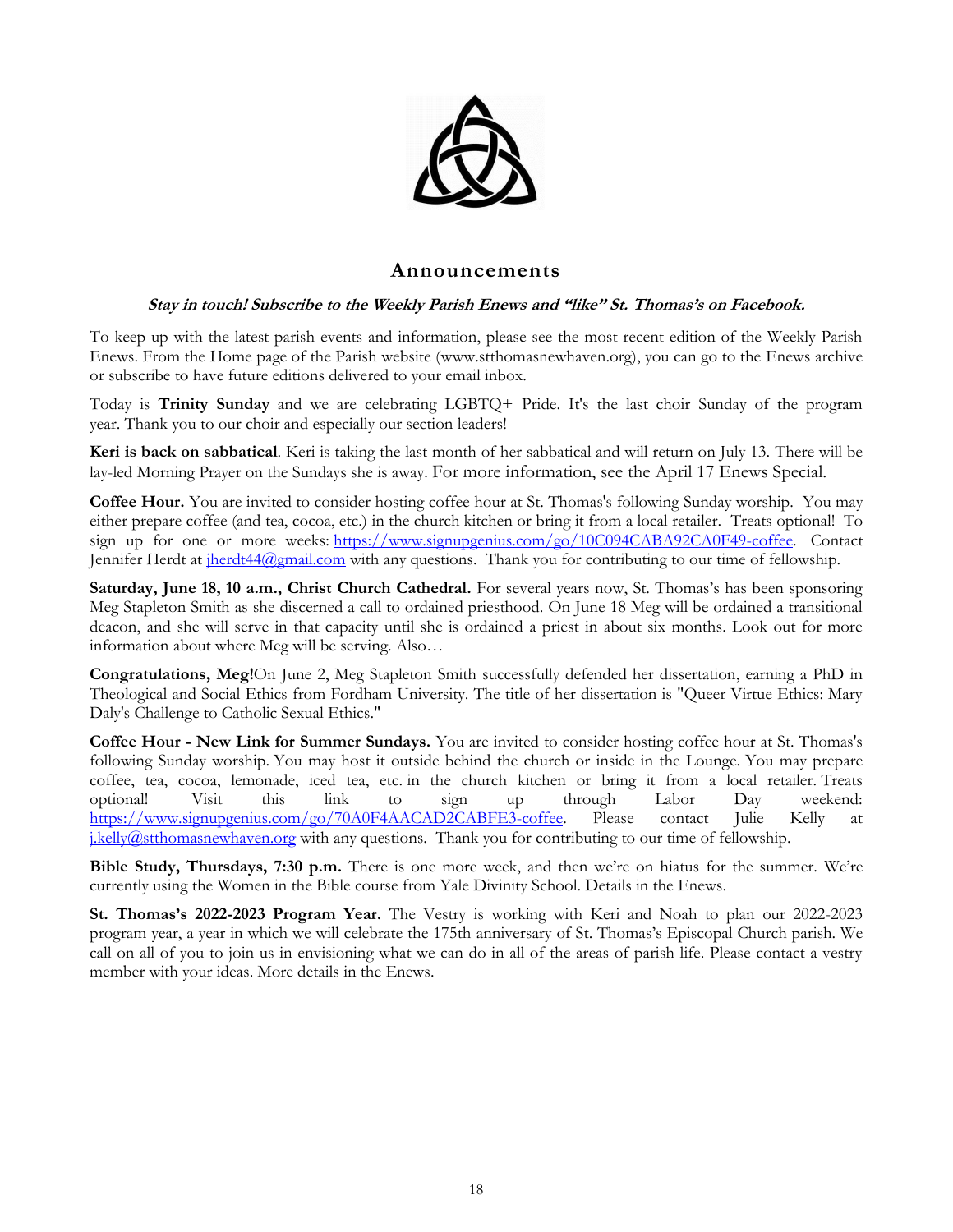## Announcements

***Stay in touch! Subscribe to the Weekly Parish Enews and "like" St. Thomas's on Facebook.***

To keep up with the latest parish events and information, please see the most recent edition of the Weekly Parish Enews. From the Home page of the Parish website (www.stthomasnewhaven.org), you can go to the Enews archive or subscribe to have future editions delivered to your email inbox.

Today is **Trinity Sunday** and we are celebrating LGBTQ+ Pride. It's the last choir Sunday of the program year. Thank you to our choir and especially our section leaders!

**Keri is back on sabbatical**. Keri is taking the last month of her sabbatical and will return on July 13. There will be lay-led Morning Prayer on the Sundays she is away. For more information, see the April 17 Enews Special.

**Coffee Hour.** You are invited to consider hosting coffee hour at St. Thomas's following Sunday worship. You may either prepare coffee (and tea, cocoa, etc.) in the church kitchen or bring it from a local retailer. Treats optional! To sign up for one or more weeks: https://www.signupgenius.com/go/10C094CABA92CA0F49-coffee. Contact Jennifer Herdt at jherdt44@gmail.com with any questions. Thank you for contributing to our time of fellowship.

**Saturday, June 18, 10 a.m., Christ Church Cathedral.** For several years now, St. Thomas's has been sponsoring Meg Stapleton Smith as she discerned a call to ordained priesthood. On June 18 Meg will be ordained a transitional deacon, and she will serve in that capacity until she is ordained a priest in about six months. Look out for more information about where Meg will be serving. Also…

**Congratulations, Meg!**On June 2, Meg Stapleton Smith successfully defended her dissertation, earning a PhD in Theological and Social Ethics from Fordham University. The title of her dissertation is "Queer Virtue Ethics: Mary Daly's Challenge to Catholic Sexual Ethics."

**Coffee Hour - New Link for Summer Sundays.** You are invited to consider hosting coffee hour at St. Thomas's following Sunday worship. You may host it outside behind the church or inside in the Lounge. You may prepare coffee, tea, cocoa, lemonade, iced tea, etc. in the church kitchen or bring it from a local retailer. Treats optional! Visit this link to sign up through Labor Day weekend: https://www.signupgenius.com/go/70A0F4AACAD2CABFE3-coffee. Please contact Julie Kelly at j.kelly@stthomasnewhaven.org with any questions. Thank you for contributing to our time of fellowship.

**Bible Study, Thursdays, 7:30 p.m.** There is one more week, and then we're on hiatus for the summer. We're currently using the Women in the Bible course from Yale Divinity School. Details in the Enews.

**St. Thomas's 2022-2023 Program Year.** The Vestry is working with Keri and Noah to plan our 2022-2023 program year, a year in which we will celebrate the 175th anniversary of St. Thomas's Episcopal Church parish. We call on all of you to join us in envisioning what we can do in all of the areas of parish life. Please contact a vestry member with your ideas. More details in the Enews.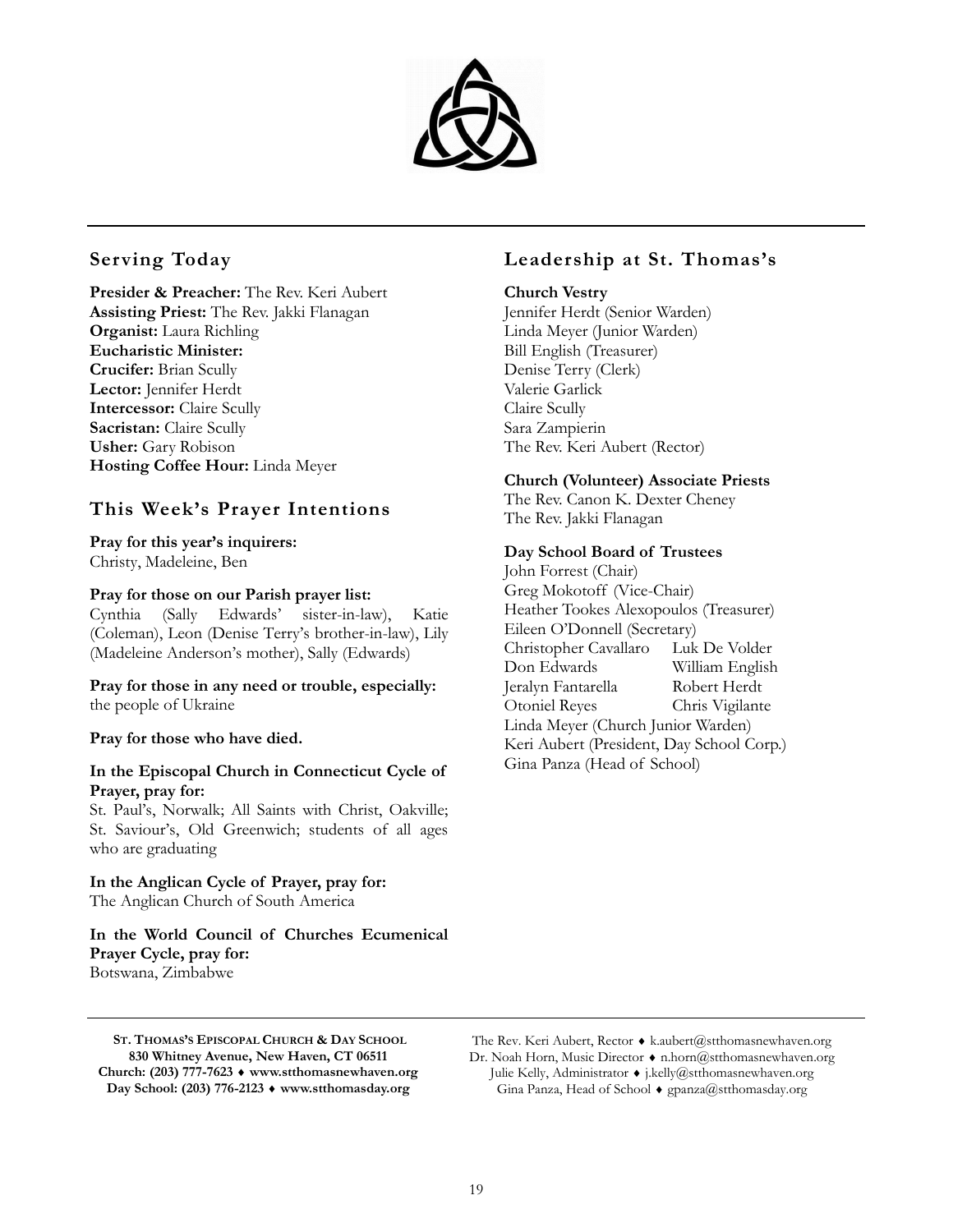## Serving Today

**Presider & Preacher:** The Rev. Keri Aubert
**Assisting Priest:** The Rev. Jakki Flanagan
**Organist:** Laura Richling
**Eucharistic Minister:**
**Crucifer:** Brian Scully
**Lector:** Jennifer Herdt
**Intercessor:** Claire Scully
**Sacristan:** Claire Scully
**Usher:** Gary Robison
**Hosting Coffee Hour:** Linda Meyer

## This Week's Prayer Intentions

**Pray for this year's inquirers:**
Christy, Madeleine, Ben

**Pray for those on our Parish prayer list:**
Cynthia (Sally Edwards' sister-in-law), Katie (Coleman), Leon (Denise Terry's brother-in-law), Lily (Madeleine Anderson's mother), Sally (Edwards)

**Pray for those in any need or trouble, especially:**
the people of Ukraine

**Pray for those who have died.**

**In the Episcopal Church in Connecticut Cycle of Prayer, pray for:**
St. Paul's, Norwalk; All Saints with Christ, Oakville; St. Saviour's, Old Greenwich; students of all ages who are graduating

**In the Anglican Cycle of Prayer, pray for:**
The Anglican Church of South America

**In the World Council of Churches Ecumenical Prayer Cycle, pray for:**
Botswana, Zimbabwe

## Leadership at St. Thomas's

**Church Vestry**
Jennifer Herdt (Senior Warden)
Linda Meyer (Junior Warden)
Bill English (Treasurer)
Denise Terry (Clerk)
Valerie Garlick
Claire Scully
Sara Zampierin
The Rev. Keri Aubert (Rector)

**Church (Volunteer) Associate Priests**
The Rev. Canon K. Dexter Cheney
The Rev. Jakki Flanagan

**Day School Board of Trustees**
John Forrest (Chair)
Greg Mokotoff (Vice-Chair)
Heather Tookes Alexopoulos (Treasurer)
Eileen O'Donnell (Secretary)
Christopher Cavallaro
Luk De Volder
Don Edwards
William English
Jeralyn Fantarella
Robert Herdt
Otoniel Reyes
Chris Vigilante
Linda Meyer (Church Junior Warden)
Keri Aubert (President, Day School Corp.)
Gina Panza (Head of School)

---

**ST. THOMAS'S EPISCOPAL CHURCH & DAY SCHOOL**
**830 Whitney Avenue, New Haven, CT 06511**
**Church: (203) 777-7623 ♦ www.stthomasnewhaven.org**
**Day School: (203) 776-2123 ♦ www.stthomasday.org**

The Rev. Keri Aubert, Rector ♦ k.aubert@stthomasnewhaven.org
Dr. Noah Horn, Music Director ♦ n.horn@stthomasnewhaven.org
Julie Kelly, Administrator ♦ j.kelly@stthomasnewhaven.org
Gina Panza, Head of School ♦ gpanza@stthomasday.org